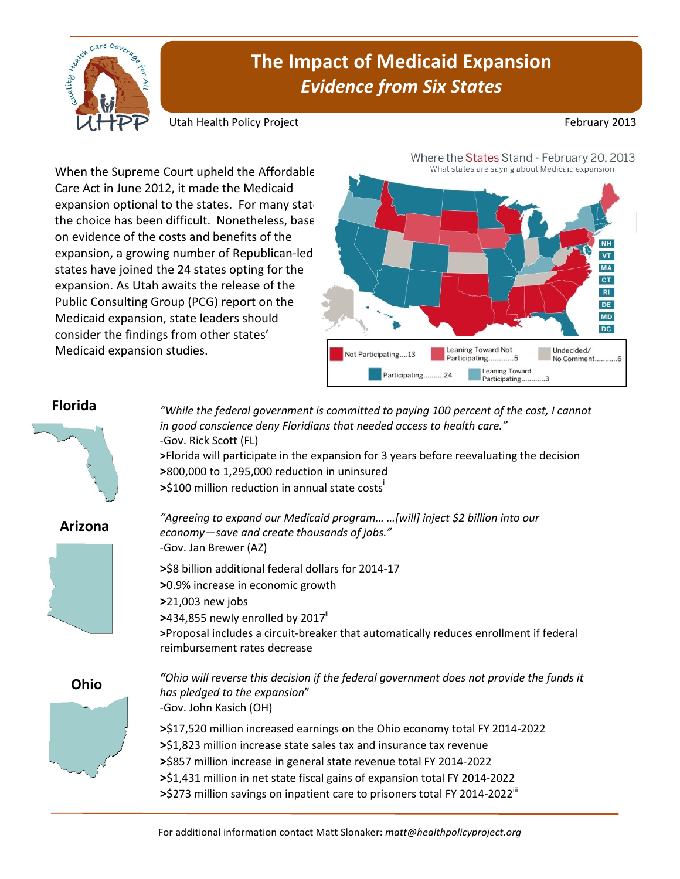# The Impact of Medicaid Expansion
## *Evidence from Six States*

Utah Health Policy Project

February 2013

When the Supreme Court upheld the Affordable Care Act in June 2012, it made the Medicaid expansion optional to the states. For many states the choice has been difficult. Nonetheless, based on evidence of the costs and benefits of the expansion, a growing number of Republican-led states have joined the 24 states opting for the expansion. As Utah awaits the release of the Public Consulting Group (PCG) report on the Medicaid expansion, state leaders should consider the findings from other states' Medicaid expansion studies.

Where the States Stand - February 20, 2013

What states are saying about Medicaid expansion

Not Participating....13 | Leaning Toward Not Participating............5 | Undecided/ No Comment...........6 | Participating..........24 | Leaning Toward Participating...........3

## Florida

*"While the federal government is committed to paying 100 percent of the cost, I cannot in good conscience deny Floridians that needed access to health care."*
-Gov. Rick Scott (FL)

**>**Florida will participate in the expansion for 3 years before reevaluating the decision
**>**800,000 to 1,295,000 reduction in uninsured
**>**$100 million reduction in annual state costs[i]

## Arizona

*"Agreeing to expand our Medicaid program… …[will] inject $2 billion into our economy—save and create thousands of jobs."*
-Gov. Jan Brewer (AZ)

**>**$8 billion additional federal dollars for 2014-17
**>**0.9% increase in economic growth
**>**21,003 new jobs
**>**434,855 newly enrolled by 2017[ii]
**>**Proposal includes a circuit-breaker that automatically reduces enrollment if federal reimbursement rates decrease

## Ohio

*"Ohio will reverse this decision if the federal government does not provide the funds it has pledged to the expansion"*
-Gov. John Kasich (OH)

**>**$17,520 million increased earnings on the Ohio economy total FY 2014-2022
**>**$1,823 million increase state sales tax and insurance tax revenue
**>**$857 million increase in general state revenue total FY 2014-2022
**>**$1,431 million in net state fiscal gains of expansion total FY 2014-2022
**>**$273 million savings on inpatient care to prisoners total FY 2014-2022[iii]

For additional information contact Matt Slonaker: *matt@healthpolicyproject.org*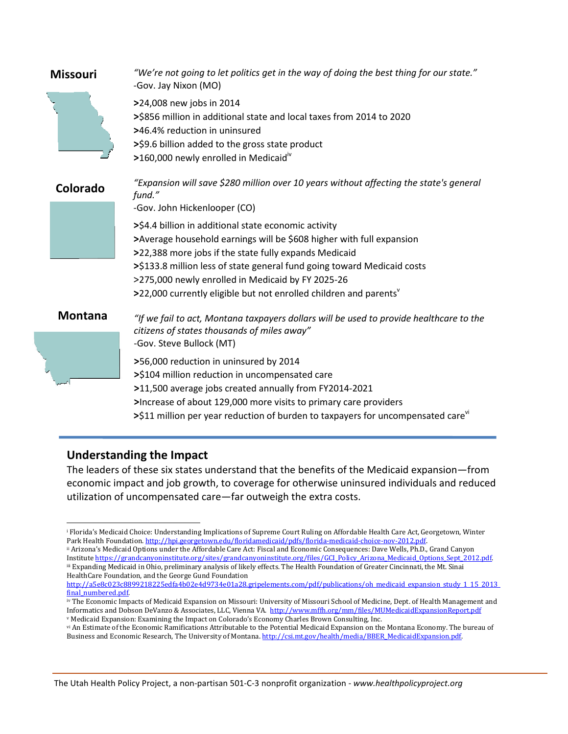## Missouri

*"We're not going to let politics get in the way of doing the best thing for our state."*
-Gov. Jay Nixon (MO)

**>**24,008 new jobs in 2014
**>**$856 million in additional state and local taxes from 2014 to 2020
**>**46.4% reduction in uninsured
**>**$9.6 billion added to the gross state product
**>**160,000 newly enrolled in Medicaid[iv]

## Colorado

*"Expansion will save $280 million over 10 years without affecting the state's general fund."*
-Gov. John Hickenlooper (CO)

**>**$4.4 billion in additional state economic activity
**>**Average household earnings will be $608 higher with full expansion
**>**22,388 more jobs if the state fully expands Medicaid
**>**$133.8 million less of state general fund going toward Medicaid costs
>275,000 newly enrolled in Medicaid by FY 2025-26
**>**22,000 currently eligible but not enrolled children and parents[v]

## Montana

*"If we fail to act, Montana taxpayers dollars will be used to provide healthcare to the citizens of states thousands of miles away"*
-Gov. Steve Bullock (MT)

**>**56,000 reduction in uninsured by 2014
**>**$104 million reduction in uncompensated care
**>**11,500 average jobs created annually from FY2014-2021
**>**Increase of about 129,000 more visits to primary care providers
**>**$11 million per year reduction of burden to taxpayers for uncompensated care[vi]

---

## Understanding the Impact

The leaders of these six states understand that the benefits of the Medicaid expansion—from economic impact and job growth, to coverage for otherwise uninsured individuals and reduced utilization of uncompensated care—far outweigh the extra costs.

---

[i] Florida's Medicaid Choice: Understanding Implications of Supreme Court Ruling on Affordable Health Care Act, Georgetown, Winter Park Health Foundation. http://hpi.georgetown.edu/floridamedicaid/pdfs/florida-medicaid-choice-nov-2012.pdf.

[ii] Arizona's Medicaid Options under the Affordable Care Act: Fiscal and Economic Consequences: Dave Wells, Ph.D., Grand Canyon Institute https://grandcanyoninstitute.org/sites/grandcanyoninstitute.org/files/GCI_Policy_Arizona_Medicaid_Options_Sept_2012.pdf.

[iii] Expanding Medicaid in Ohio, preliminary analysis of likely effects. The Health Foundation of Greater Cincinnati, the Mt. Sinai HealthCare Foundation, and the George Gund Foundation http://a5e8c023c8899218225edfa4b02e4d9734e01a28.gripelements.com/pdf/publications/oh_medicaid_expansion_study_1_15_2013_final_numbered.pdf.

[iv] The Economic Impacts of Medicaid Expansion on Missouri: University of Missouri School of Medicine, Dept. of Health Management and Informatics and Dobson DeVanzo & Associates, LLC, Vienna VA. http://www.mffh.org/mm/files/MUMedicaidExpansionReport.pdf

[v] Medicaid Expansion: Examining the Impact on Colorado's Economy Charles Brown Consulting, Inc.

[vi] An Estimate of the Economic Ramifications Attributable to the Potential Medicaid Expansion on the Montana Economy. The bureau of Business and Economic Research, The University of Montana. http://csi.mt.gov/health/media/BBER_MedicaidExpansion.pdf.

The Utah Health Policy Project, a non-partisan 501-C-3 nonprofit organization - *www.healthpolicyproject.org*